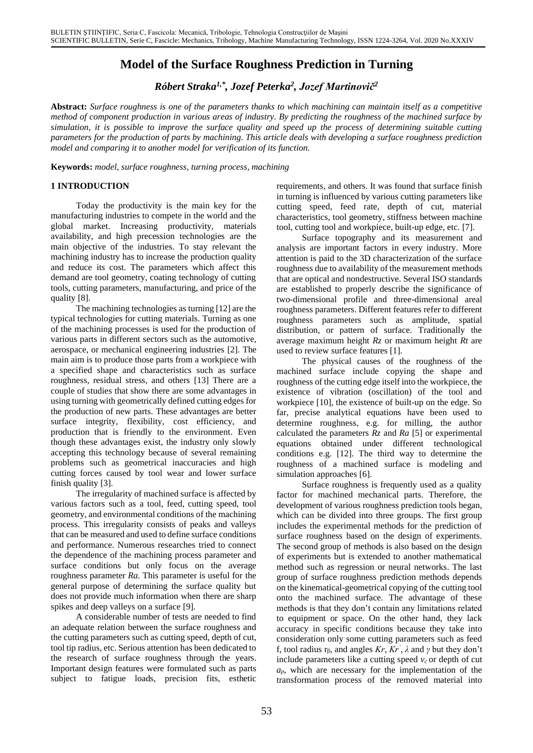# Model of the Surface Roughness Prediction in Turning

***Róbert Straka[1,*], Jozef Peterka[2], Jozef Martinovič[2]***

**Abstract:** *Surface roughness is one of the parameters thanks to which machining can maintain itself as a competitive method of component production in various areas of industry. By predicting the roughness of the machined surface by simulation, it is possible to improve the surface quality and speed up the process of determining suitable cutting parameters for the production of parts by machining. This article deals with developing a surface roughness prediction model and comparing it to another model for verification of its function.*

**Keywords:** *model, surface roughness, turning process, machining*

## 1 INTRODUCTION

Today the productivity is the main key for the manufacturing industries to compete in the world and the global market. Increasing productivity, materials availability, and high precession technologies are the main objective of the industries. To stay relevant the machining industry has to increase the production quality and reduce its cost. The parameters which affect this demand are tool geometry, coating technology of cutting tools, cutting parameters, manufacturing, and price of the quality [8].

The machining technologies as turning [12] are the typical technologies for cutting materials. Turning as one of the machining processes is used for the production of various parts in different sectors such as the automotive, aerospace, or mechanical engineering industries [2]. The main aim is to produce those parts from a workpiece with a specified shape and characteristics such as surface roughness, residual stress, and others [13] There are a couple of studies that show there are some advantages in using turning with geometrically defined cutting edges for the production of new parts. These advantages are better surface integrity, flexibility, cost efficiency, and production that is friendly to the environment. Even though these advantages exist, the industry only slowly accepting this technology because of several remaining problems such as geometrical inaccuracies and high cutting forces caused by tool wear and lower surface finish quality [3].

The irregularity of machined surface is affected by various factors such as a tool, feed, cutting speed, tool geometry, and environmental conditions of the machining process. This irregularity consists of peaks and valleys that can be measured and used to define surface conditions and performance. Numerous researches tried to connect the dependence of the machining process parameter and surface conditions but only focus on the average roughness parameter *Ra*. This parameter is useful for the general purpose of determining the surface quality but does not provide much information when there are sharp spikes and deep valleys on a surface [9].

A considerable number of tests are needed to find an adequate relation between the surface roughness and the cutting parameters such as cutting speed, depth of cut, tool tip radius, etc. Serious attention has been dedicated to the research of surface roughness through the years. Important design features were formulated such as parts subject to fatigue loads, precision fits, esthetic requirements, and others. It was found that surface finish in turning is influenced by various cutting parameters like cutting speed, feed rate, depth of cut, material characteristics, tool geometry, stiffness between machine tool, cutting tool and workpiece, built-up edge, etc. [7].

Surface topography and its measurement and analysis are important factors in every industry. More attention is paid to the 3D characterization of the surface roughness due to availability of the measurement methods that are optical and nondestructive. Several ISO standards are established to properly describe the significance of two-dimensional profile and three-dimensional areal roughness parameters. Different features refer to different roughness parameters such as amplitude, spatial distribution, or pattern of surface. Traditionally the average maximum height *Rz* or maximum height *Rt* are used to review surface features [1].

The physical causes of the roughness of the machined surface include copying the shape and roughness of the cutting edge itself into the workpiece, the existence of vibration (oscillation) of the tool and workpiece [10], the existence of built-up on the edge. So far, precise analytical equations have been used to determine roughness, e.g. for milling, the author calculated the parameters *Rz* and *Ra* [5] or experimental equations obtained under different technological conditions e.g. [12]. The third way to determine the roughness of a machined surface is modeling and simulation approaches [6].

Surface roughness is frequently used as a quality factor for machined mechanical parts. Therefore, the development of various roughness prediction tools began, which can be divided into three groups. The first group includes the experimental methods for the prediction of surface roughness based on the design of experiments. The second group of methods is also based on the design of experiments but is extended to another mathematical method such as regression or neural networks. The last group of surface roughness prediction methods depends on the kinematical-geometrical copying of the cutting tool onto the machined surface. The advantage of these methods is that they don't contain any limitations related to equipment or space. On the other hand, they lack accuracy in specific conditions because they take into consideration only some cutting parameters such as feed f, tool radius $r_\beta$, and angles $Kr$, $Kr'$, $\lambda$ and $\gamma$ but they don't include parameters like a cutting speed $v_c$ or depth of cut $a_p$, which are necessary for the implementation of the transformation process of the removed material into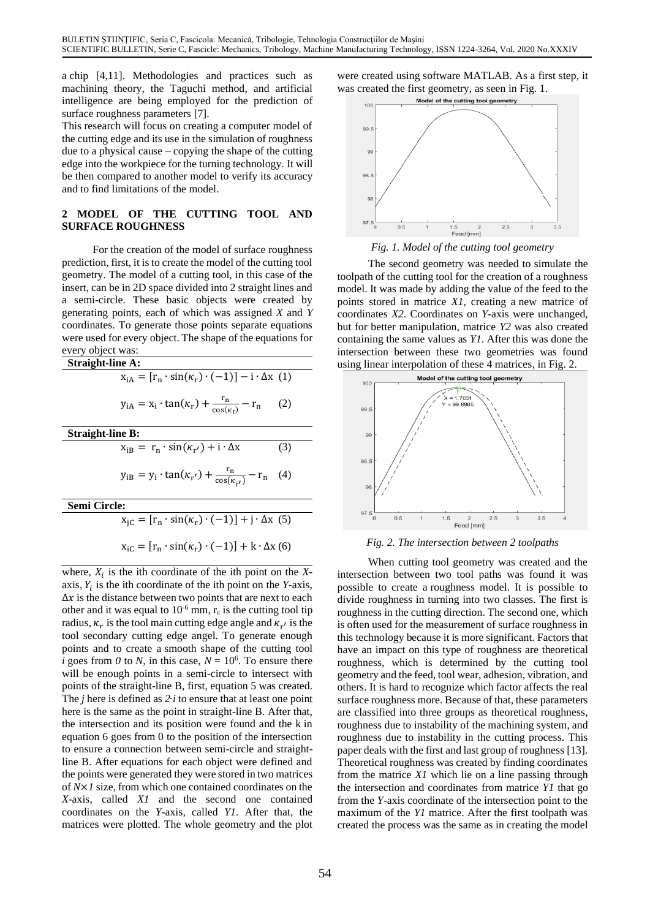a chip [4,11]. Methodologies and practices such as machining theory, the Taguchi method, and artificial intelligence are being employed for the prediction of surface roughness parameters [7].

This research will focus on creating a computer model of the cutting edge and its use in the simulation of roughness due to a physical cause – copying the shape of the cutting edge into the workpiece for the turning technology. It will be then compared to another model to verify its accuracy and to find limitations of the model.

## 2 MODEL OF THE CUTTING TOOL AND SURFACE ROUGHNESS

For the creation of the model of surface roughness prediction, first, it is to create the model of the cutting tool geometry. The model of a cutting tool, in this case of the insert, can be in 2D space divided into 2 straight lines and a semi-circle. These basic objects were created by generating points, each of which was assigned *X* and *Y* coordinates. To generate those points separate equations were used for every object. The shape of the equations for every object was:

**Straight-line A:**

$$x_{iA} = [r_n \cdot \sin(\kappa_r) \cdot (-1)] - i \cdot \Delta x \quad (1)$$

$$y_{iA} = x_i \cdot \tan(\kappa_r) + \frac{r_n}{\cos(\kappa_r)} - r_n \quad (2)$$

**Straight-line B:**

$$x_{iB} = r_n \cdot \sin(\kappa_{r'}) + i \cdot \Delta x \quad (3)$$

$$y_{iB} = y_i \cdot \tan(\kappa_{r'}) + \frac{r_n}{\cos(\kappa_{r'})} - r_n \quad (4)$$

**Semi Circle:**

$$x_{jC} = [r_n \cdot \sin(\kappa_r) \cdot (-1)] + j \cdot \Delta x \quad (5)$$

$$x_{iC} = [r_n \cdot \sin(\kappa_r) \cdot (-1)] + k \cdot \Delta x \quad (6)$$

where, $X_i$ is the ith coordinate of the ith point on the *X*-axis, $Y_i$ is the ith coordinate of the ith point on the *Y*-axis, $\Delta x$ is the distance between two points that are next to each other and it was equal to $10^{-6}$ mm, $r_\varepsilon$ is the cutting tool tip radius, $\kappa_r$ is the tool main cutting edge angle and $\kappa_{r'}$ is the tool secondary cutting edge angel. To generate enough points and to create a smooth shape of the cutting tool *i* goes from *0* to *N*, in this case, $N = 10^6$. To ensure there will be enough points in a semi-circle to intersect with points of the straight-line B, first, equation 5 was created. The *j* here is defined as $2 \cdot i$ to ensure that at least one point here is the same as the point in straight-line B. After that, the intersection and its position were found and the k in equation 6 goes from 0 to the position of the intersection to ensure a connection between semi-circle and straight-line B. After equations for each object were defined and the points were generated they were stored in two matrices of $N \times 1$ size, from which one contained coordinates on the *X*-axis, called *X1* and the second one contained coordinates on the *Y*-axis, called *Y1*. After that, the matrices were plotted. The whole geometry and the plot were created using software MATLAB. As a first step, it was created the first geometry, as seen in Fig. 1.

*Fig. 1. Model of the cutting tool geometry*

The second geometry was needed to simulate the toolpath of the cutting tool for the creation of a roughness model. It was made by adding the value of the feed to the points stored in matrice *X1*, creating a new matrice of coordinates *X2*. Coordinates on *Y*-axis were unchanged, but for better manipulation, matrice *Y2* was also created containing the same values as *Y1*. After this was done the intersection between these two geometries was found using linear interpolation of these 4 matrices, in Fig. 2.

*Fig. 2. The intersection between 2 toolpaths*

When cutting tool geometry was created and the intersection between two tool paths was found it was possible to create a roughness model. It is possible to divide roughness in turning into two classes. The first is roughness in the cutting direction. The second one, which is often used for the measurement of surface roughness in this technology because it is more significant. Factors that have an impact on this type of roughness are theoretical roughness, which is determined by the cutting tool geometry and the feed, tool wear, adhesion, vibration, and others. It is hard to recognize which factor affects the real surface roughness more. Because of that, these parameters are classified into three groups as theoretical roughness, roughness due to instability of the machining system, and roughness due to instability in the cutting process. This paper deals with the first and last group of roughness [13]. Theoretical roughness was created by finding coordinates from the matrice *X1* which lie on a line passing through the intersection and coordinates from matrice *Y1* that go from the *Y*-axis coordinate of the intersection point to the maximum of the *Y1* matrice. After the first toolpath was created the process was the same as in creating the model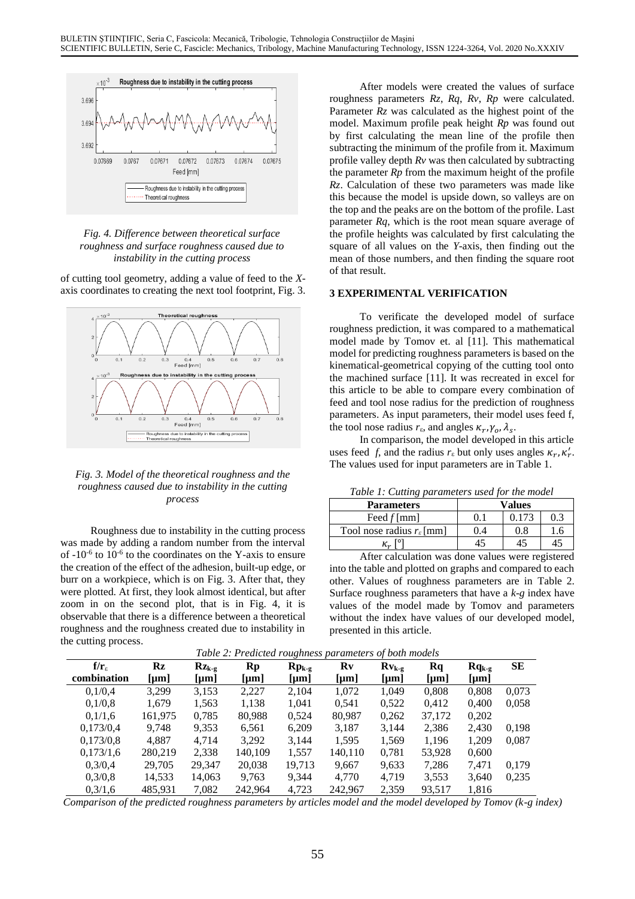*Fig. 4. Difference between theoretical surface roughness and surface roughness caused due to instability in the cutting process*

of cutting tool geometry, adding a value of feed to the *X*-axis coordinates to creating the next tool footprint, Fig. 3.

*Fig. 3. Model of the theoretical roughness and the roughness caused due to instability in the cutting process*

Roughness due to instability in the cutting process was made by adding a random number from the interval of $-10^{-6}$ to $10^{-6}$ to the coordinates on the Y-axis to ensure the creation of the effect of the adhesion, built-up edge, or burr on a workpiece, which is on Fig. 3. After that, they were plotted. At first, they look almost identical, but after zoom in on the second plot, that is in Fig. 4, it is observable that there is a difference between a theoretical roughness and the roughness created due to instability in the cutting process.

After models were created the values of surface roughness parameters *Rz*, *Rq*, *Rv*, *Rp* were calculated. Parameter *Rz* was calculated as the highest point of the model. Maximum profile peak height *Rp* was found out by first calculating the mean line of the profile then subtracting the minimum of the profile from it. Maximum profile valley depth *Rv* was then calculated by subtracting the parameter *Rp* from the maximum height of the profile *Rz*. Calculation of these two parameters was made like this because the model is upside down, so valleys are on the top and the peaks are on the bottom of the profile. Last parameter *Rq*, which is the root mean square average of the profile heights was calculated by first calculating the square of all values on the *Y*-axis, then finding out the mean of those numbers, and then finding the square root of that result.

## 3 EXPERIMENTAL VERIFICATION

To verificate the developed model of surface roughness prediction, it was compared to a mathematical model made by Tomov et. al [11]. This mathematical model for predicting roughness parameters is based on the kinematical-geometrical copying of the cutting tool onto the machined surface [11]. It was recreated in excel for this article to be able to compare every combination of feed and tool nose radius for the prediction of roughness parameters. As input parameters, their model uses feed f, the tool nose radius $r_\varepsilon$, and angles $\kappa_r, \gamma_o, \lambda_s$.

In comparison, the model developed in this article uses feed *f*, and the radius $r_\varepsilon$ but only uses angles $\kappa_r, \kappa_r'$. The values used for input parameters are in Table 1.

*Table 1: Cutting parameters used for the model*

| Parameters | Values | | |
|---|---|---|---|
| Feed $f$ [mm] | 0.1 | 0.173 | 0.3 |
| Tool nose radius $r_\varepsilon$ [mm] | 0.4 | 0.8 | 1.6 |
| $\kappa_r$ [°] | 45 | 45 | 45 |

After calculation was done values were registered into the table and plotted on graphs and compared to each other. Values of roughness parameters are in Table 2. Surface roughness parameters that have a *k-g* index have values of the model made by Tomov and parameters without the index have values of our developed model, presented in this article.

*Table 2: Predicted roughness parameters of both models*

| $f/r_\varepsilon$ combination | Rz [μm] | $Rz_{k\text{-}g}$ [μm] | Rp [μm] | $Rp_{k\text{-}g}$ [μm] | Rv [μm] | $Rv_{k\text{-}g}$ [μm] | Rq [μm] | $Rq_{k\text{-}g}$ [μm] | SE |
|---|---|---|---|---|---|---|---|---|---|
| 0,1/0,4 | 3,299 | 3,153 | 2,227 | 2,104 | 1,072 | 1,049 | 0,808 | 0,808 | 0,073 |
| 0,1/0,8 | 1,679 | 1,563 | 1,138 | 1,041 | 0,541 | 0,522 | 0,412 | 0,400 | 0,058 |
| 0,1/1,6 | 161,975 | 0,785 | 80,988 | 0,524 | 80,987 | 0,262 | 37,172 | 0,202 | |
| 0,173/0,4 | 9,748 | 9,353 | 6,561 | 6,209 | 3,187 | 3,144 | 2,386 | 2,430 | 0,198 |
| 0,173/0,8 | 4,887 | 4,714 | 3,292 | 3,144 | 1,595 | 1,569 | 1,196 | 1,209 | 0,087 |
| 0,173/1,6 | 280,219 | 2,338 | 140,109 | 1,557 | 140,110 | 0,781 | 53,928 | 0,600 | |
| 0,3/0,4 | 29,705 | 29,347 | 20,038 | 19,713 | 9,667 | 9,633 | 7,286 | 7,471 | 0,179 |
| 0,3/0,8 | 14,533 | 14,063 | 9,763 | 9,344 | 4,770 | 4,719 | 3,553 | 3,640 | 0,235 |
| 0,3/1,6 | 485,931 | 7,082 | 242,964 | 4,723 | 242,967 | 2,359 | 93,517 | 1,816 | |

*Comparison of the predicted roughness parameters by articles model and the model developed by Tomov (k-g index)*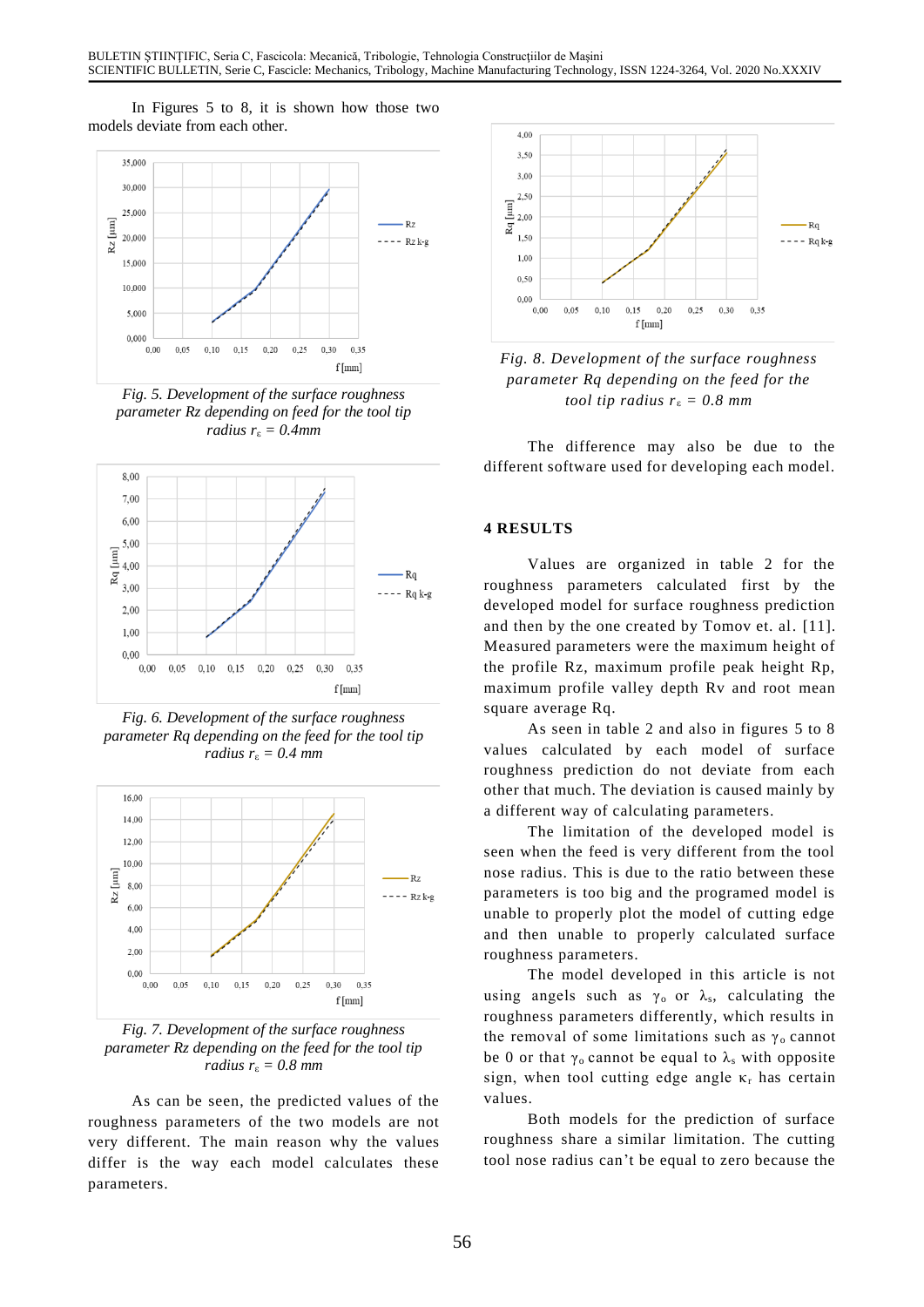In Figures 5 to 8, it is shown how those two models deviate from each other.

*Fig. 5. Development of the surface roughness parameter Rz depending on feed for the tool tip radius $r_\varepsilon$ = 0.4mm*

*Fig. 6. Development of the surface roughness parameter Rq depending on the feed for the tool tip radius $r_\varepsilon$ = 0.4 mm*

*Fig. 7. Development of the surface roughness parameter Rz depending on the feed for the tool tip radius $r_\varepsilon$ = 0.8 mm*

As can be seen, the predicted values of the roughness parameters of the two models are not very different. The main reason why the values differ is the way each model calculates these parameters.

*Fig. 8. Development of the surface roughness parameter Rq depending on the feed for the tool tip radius $r_\varepsilon$ = 0.8 mm*

The difference may also be due to the different software used for developing each model.

## 4 RESULTS

Values are organized in table 2 for the roughness parameters calculated first by the developed model for surface roughness prediction and then by the one created by Tomov et. al. [11]. Measured parameters were the maximum height of the profile Rz, maximum profile peak height Rp, maximum profile valley depth Rv and root mean square average Rq.

As seen in table 2 and also in figures 5 to 8 values calculated by each model of surface roughness prediction do not deviate from each other that much. The deviation is caused mainly by a different way of calculating parameters.

The limitation of the developed model is seen when the feed is very different from the tool nose radius. This is due to the ratio between these parameters is too big and the programed model is unable to properly plot the model of cutting edge and then unable to properly calculated surface roughness parameters.

The model developed in this article is not using angels such as $\gamma_o$ or $\lambda_s$, calculating the roughness parameters differently, which results in the removal of some limitations such as $\gamma_o$ cannot be 0 or that $\gamma_o$ cannot be equal to $\lambda_s$ with opposite sign, when tool cutting edge angle $\kappa_r$ has certain values.

Both models for the prediction of surface roughness share a similar limitation. The cutting tool nose radius can't be equal to zero because the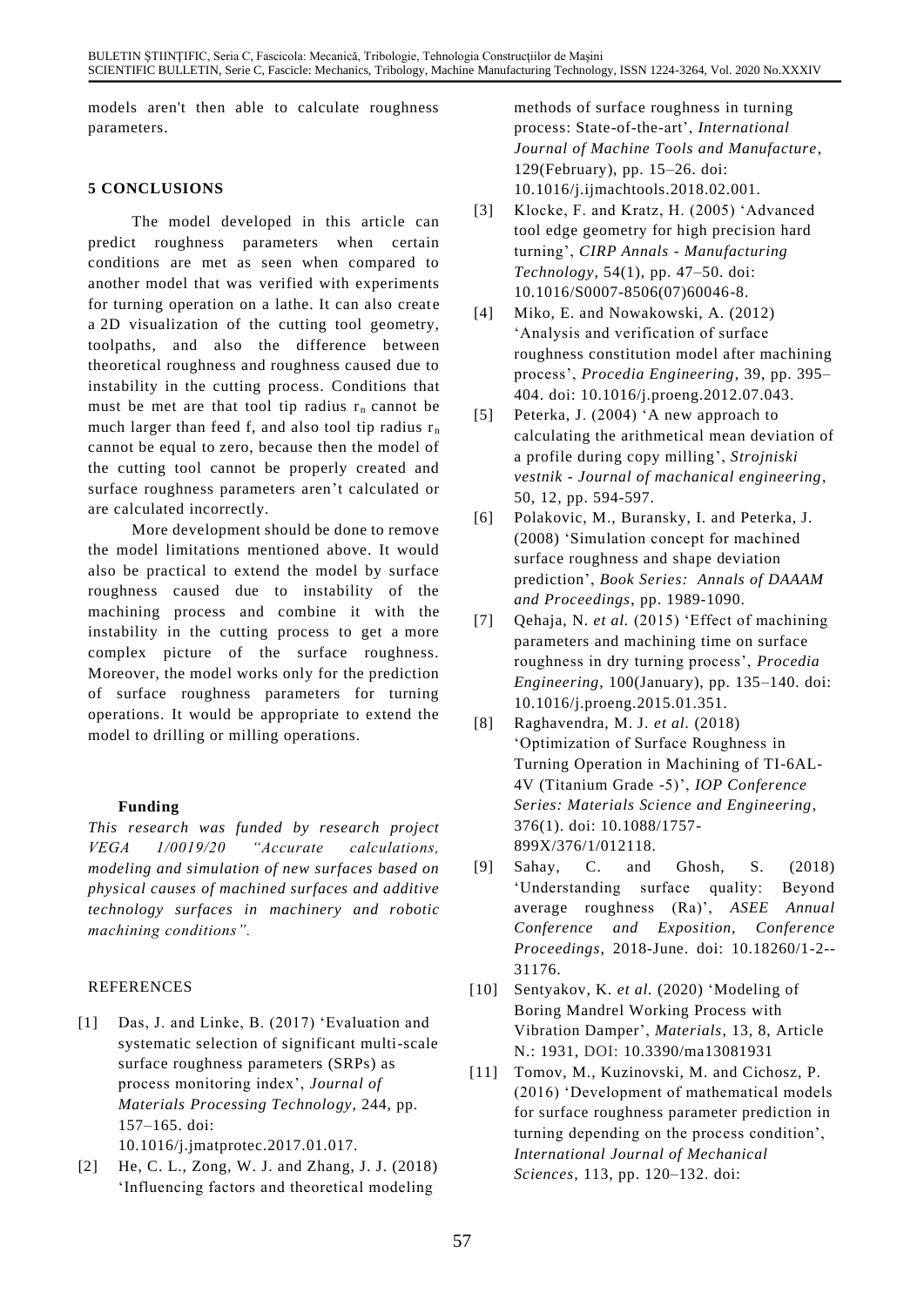models aren't then able to calculate roughness parameters.

## 5 CONCLUSIONS

The model developed in this article can predict roughness parameters when certain conditions are met as seen when compared to another model that was verified with experiments for turning operation on a lathe. It can also create a 2D visualization of the cutting tool geometry, toolpaths, and also the difference between theoretical roughness and roughness caused due to instability in the cutting process. Conditions that must be met are that tool tip radius $r_n$ cannot be much larger than feed f, and also tool tip radius $r_n$ cannot be equal to zero, because then the model of the cutting tool cannot be properly created and surface roughness parameters aren't calculated or are calculated incorrectly.

More development should be done to remove the model limitations mentioned above. It would also be practical to extend the model by surface roughness caused due to instability of the machining process and combine it with the instability in the cutting process to get a more complex picture of the surface roughness. Moreover, the model works only for the prediction of surface roughness parameters for turning operations. It would be appropriate to extend the model to drilling or milling operations.

**Funding**

*This research was funded by research project VEGA 1/0019/20 "Accurate calculations, modeling and simulation of new surfaces based on physical causes of machined surfaces and additive technology surfaces in machinery and robotic machining conditions".*

REFERENCES

[1] Das, J. and Linke, B. (2017) 'Evaluation and systematic selection of significant multi-scale surface roughness parameters (SRPs) as process monitoring index', *Journal of Materials Processing Technology*, 244, pp. 157–165. doi: 10.1016/j.jmatprotec.2017.01.017.

[2] He, C. L., Zong, W. J. and Zhang, J. J. (2018) 'Influencing factors and theoretical modeling methods of surface roughness in turning process: State-of-the-art', *International Journal of Machine Tools and Manufacture*, 129(February), pp. 15–26. doi: 10.1016/j.ijmachtools.2018.02.001.

[3] Klocke, F. and Kratz, H. (2005) 'Advanced tool edge geometry for high precision hard turning', *CIRP Annals - Manufacturing Technology*, 54(1), pp. 47–50. doi: 10.1016/S0007-8506(07)60046-8.

[4] Miko, E. and Nowakowski, A. (2012) 'Analysis and verification of surface roughness constitution model after machining process', *Procedia Engineering*, 39, pp. 395–404. doi: 10.1016/j.proeng.2012.07.043.

[5] Peterka, J. (2004) 'A new approach to calculating the arithmetical mean deviation of a profile during copy milling', *Strojniski vestnik - Journal of machanical engineering*, 50, 12, pp. 594-597.

[6] Polakovic, M., Buransky, I. and Peterka, J. (2008) 'Simulation concept for machined surface roughness and shape deviation prediction', *Book Series: Annals of DAAAM and Proceedings*, pp. 1989-1090.

[7] Qehaja, N. *et al.* (2015) 'Effect of machining parameters and machining time on surface roughness in dry turning process', *Procedia Engineering*, 100(January), pp. 135–140. doi: 10.1016/j.proeng.2015.01.351.

[8] Raghavendra, M. J. *et al.* (2018) 'Optimization of Surface Roughness in Turning Operation in Machining of TI-6AL-4V (Titanium Grade -5)', *IOP Conference Series: Materials Science and Engineering*, 376(1). doi: 10.1088/1757-899X/376/1/012118.

[9] Sahay, C. and Ghosh, S. (2018) 'Understanding surface quality: Beyond average roughness (Ra)', *ASEE Annual Conference and Exposition, Conference Proceedings*, 2018-June. doi: 10.18260/1-2--31176.

[10] Sentyakov, K. *et al.* (2020) 'Modeling of Boring Mandrel Working Process with Vibration Damper', *Materials*, 13, 8, Article N.: 1931, DOI: 10.3390/ma13081931

[11] Tomov, M., Kuzinovski, M. and Cichosz, P. (2016) 'Development of mathematical models for surface roughness parameter prediction in turning depending on the process condition', *International Journal of Mechanical Sciences*, 113, pp. 120–132. doi: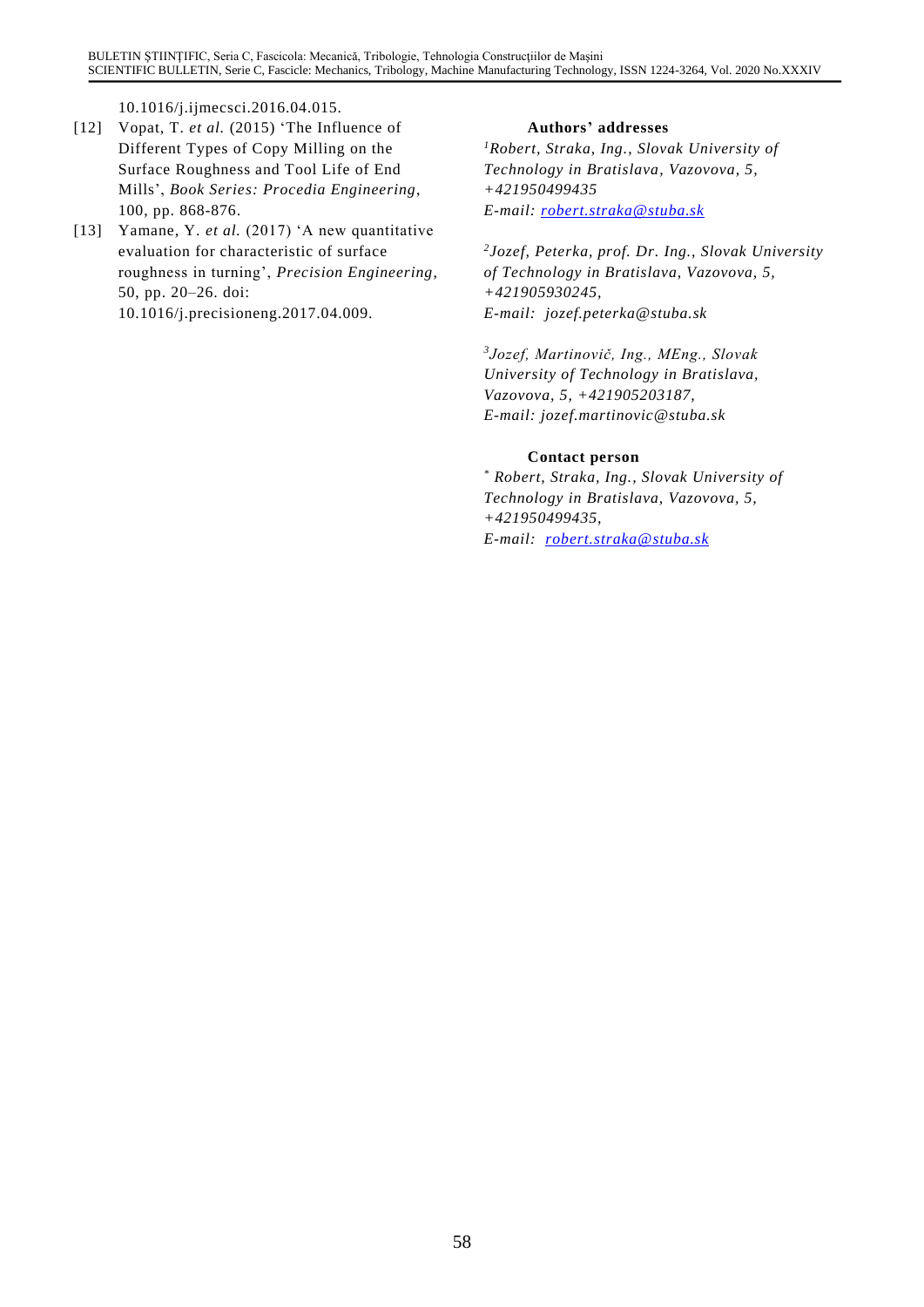10.1016/j.ijmecsci.2016.04.015.

[12] Vopat, T. *et al.* (2015) 'The Influence of Different Types of Copy Milling on the Surface Roughness and Tool Life of End Mills', *Book Series: Procedia Engineering*, 100, pp. 868-876.

[13] Yamane, Y. *et al.* (2017) 'A new quantitative evaluation for characteristic of surface roughness in turning', *Precision Engineering*, 50, pp. 20–26. doi: 10.1016/j.precisioneng.2017.04.009.

**Authors' addresses**

[1]*Robert, Straka, Ing., Slovak University of Technology in Bratislava, Vazovova, 5, +421950499435*
*E-mail: robert.straka@stuba.sk*

[2]*Jozef, Peterka, prof. Dr. Ing., Slovak University of Technology in Bratislava, Vazovova, 5, +421905930245,*
*E-mail: jozef.peterka@stuba.sk*

[3]*Jozef, Martinovič, Ing., MEng., Slovak University of Technology in Bratislava, Vazovova, 5, +421905203187,*
*E-mail: jozef.martinovic@stuba.sk*

**Contact person**

[*] *Robert, Straka, Ing., Slovak University of Technology in Bratislava, Vazovova, 5, +421950499435,*
*E-mail: robert.straka@stuba.sk*